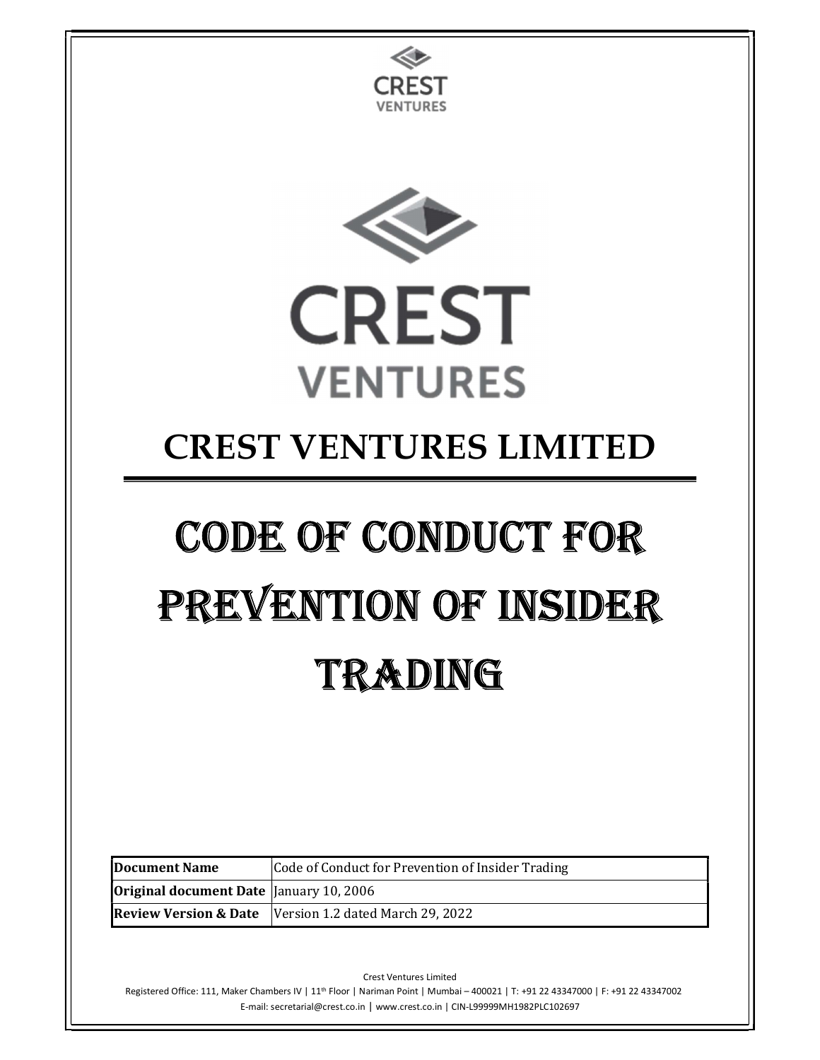# CREST VENTURES LIMITED

# CODE OF CONDUCT FOR PREVENTION OF INSIDER TRADING

| Document Name | Code of Conduct for Prevention of Insider Trading |
|---|---|
| Original document Date | January 10, 2006 |
| Review Version & Date | Version 1.2 dated March 29, 2022 |

Crest Ventures Limited

Registered Office: 111, Maker Chambers IV | 11th Floor | Nariman Point | Mumbai – 400021 | T: +91 22 43347000 | F: +91 22 43347002

E-mail: secretarial@crest.co.in | www.crest.co.in | CIN-L99999MH1982PLC102697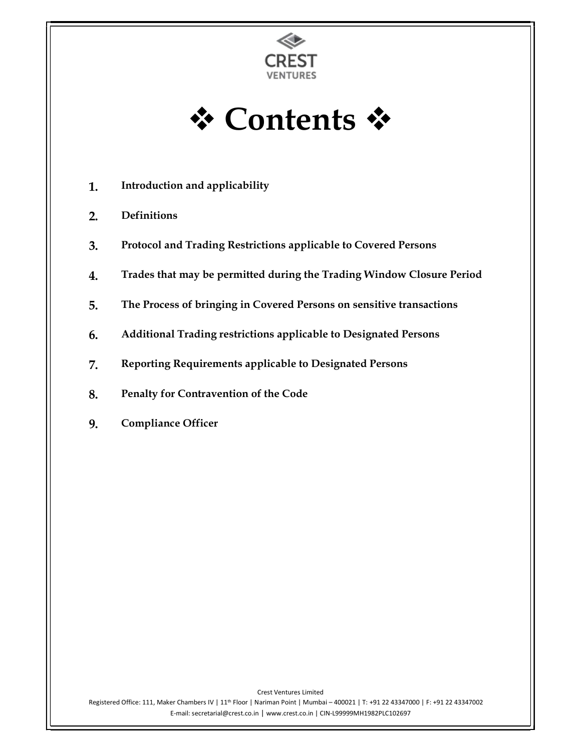# ❖ Contents ❖

1. Introduction and applicability
2. Definitions
3. Protocol and Trading Restrictions applicable to Covered Persons
4. Trades that may be permitted during the Trading Window Closure Period
5. The Process of bringing in Covered Persons on sensitive transactions
6. Additional Trading restrictions applicable to Designated Persons
7. Reporting Requirements applicable to Designated Persons
8. Penalty for Contravention of the Code
9. Compliance Officer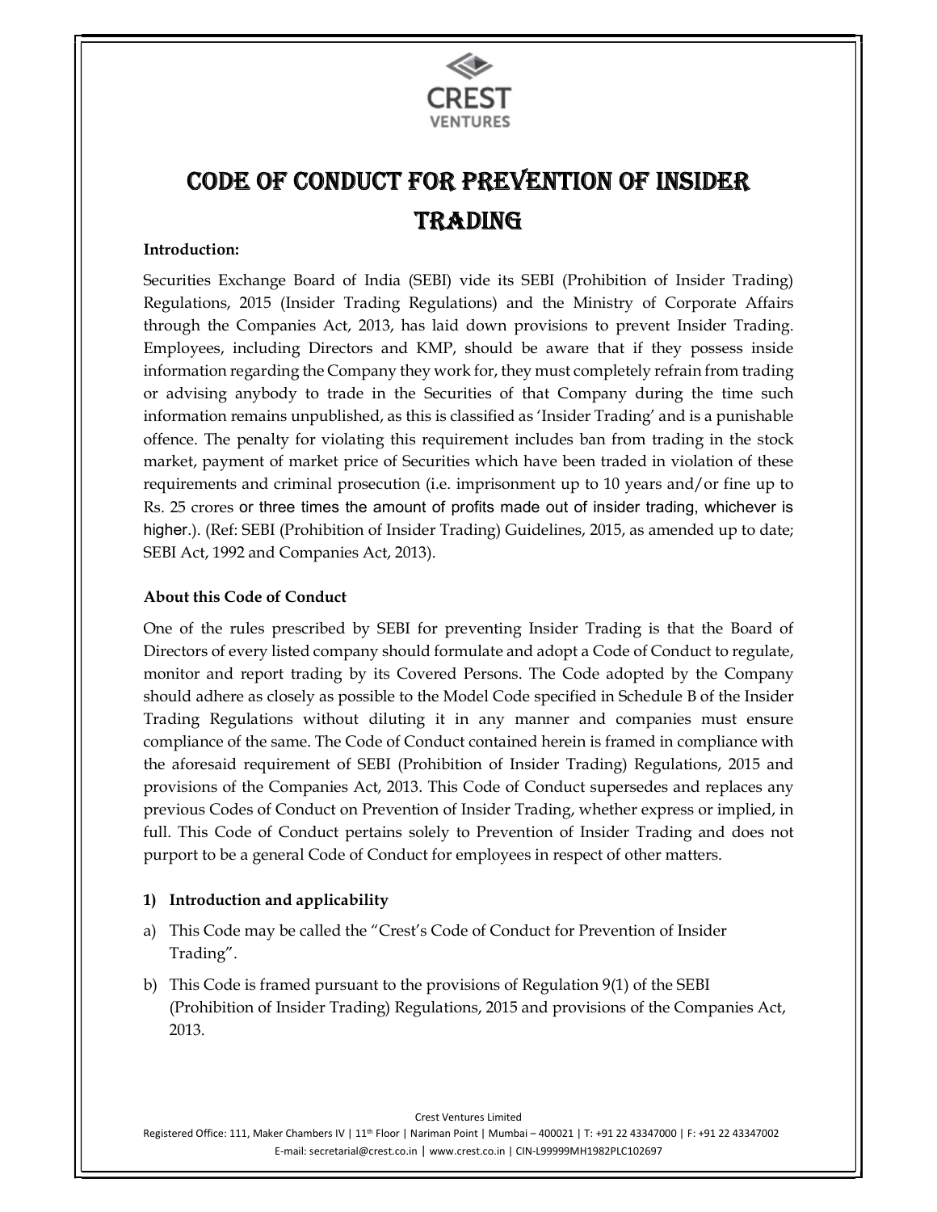# CODE OF CONDUCT FOR PREVENTION OF INSIDER TRADING

**Introduction:**

Securities Exchange Board of India (SEBI) vide its SEBI (Prohibition of Insider Trading) Regulations, 2015 (Insider Trading Regulations) and the Ministry of Corporate Affairs through the Companies Act, 2013, has laid down provisions to prevent Insider Trading. Employees, including Directors and KMP, should be aware that if they possess inside information regarding the Company they work for, they must completely refrain from trading or advising anybody to trade in the Securities of that Company during the time such information remains unpublished, as this is classified as 'Insider Trading' and is a punishable offence. The penalty for violating this requirement includes ban from trading in the stock market, payment of market price of Securities which have been traded in violation of these requirements and criminal prosecution (i.e. imprisonment up to 10 years and/or fine up to Rs. 25 crores or three times the amount of profits made out of insider trading, whichever is higher.). (Ref: SEBI (Prohibition of Insider Trading) Guidelines, 2015, as amended up to date; SEBI Act, 1992 and Companies Act, 2013).

**About this Code of Conduct**

One of the rules prescribed by SEBI for preventing Insider Trading is that the Board of Directors of every listed company should formulate and adopt a Code of Conduct to regulate, monitor and report trading by its Covered Persons. The Code adopted by the Company should adhere as closely as possible to the Model Code specified in Schedule B of the Insider Trading Regulations without diluting it in any manner and companies must ensure compliance of the same. The Code of Conduct contained herein is framed in compliance with the aforesaid requirement of SEBI (Prohibition of Insider Trading) Regulations, 2015 and provisions of the Companies Act, 2013. This Code of Conduct supersedes and replaces any previous Codes of Conduct on Prevention of Insider Trading, whether express or implied, in full. This Code of Conduct pertains solely to Prevention of Insider Trading and does not purport to be a general Code of Conduct for employees in respect of other matters.

**1) Introduction and applicability**

a) This Code may be called the "Crest's Code of Conduct for Prevention of Insider Trading".

b) This Code is framed pursuant to the provisions of Regulation 9(1) of the SEBI (Prohibition of Insider Trading) Regulations, 2015 and provisions of the Companies Act, 2013.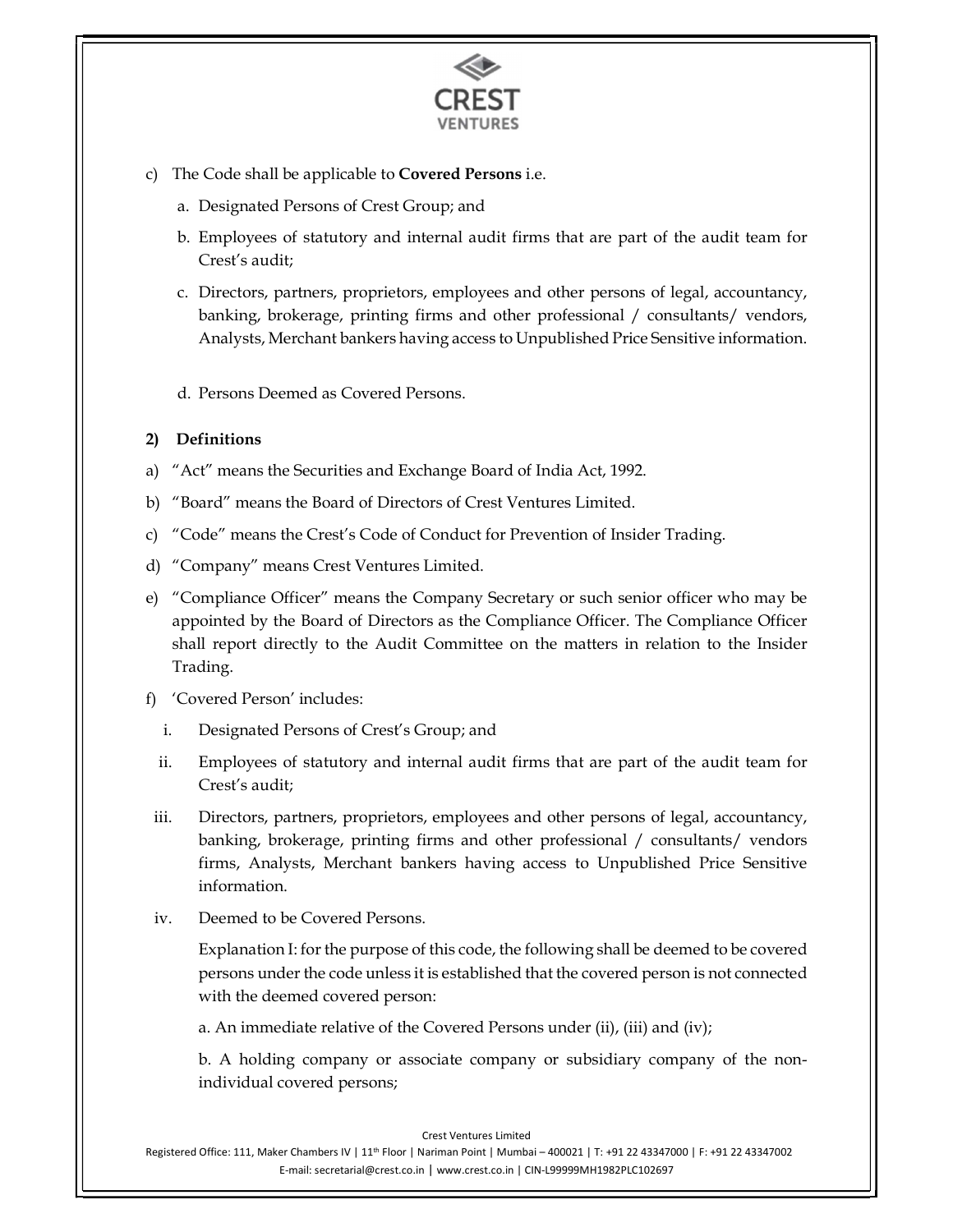c) The Code shall be applicable to **Covered Persons** i.e.

   a. Designated Persons of Crest Group; and

   b. Employees of statutory and internal audit firms that are part of the audit team for Crest's audit;

   c. Directors, partners, proprietors, employees and other persons of legal, accountancy, banking, brokerage, printing firms and other professional / consultants/ vendors, Analysts, Merchant bankers having access to Unpublished Price Sensitive information.

   d. Persons Deemed as Covered Persons.

**2) Definitions**

a) "Act" means the Securities and Exchange Board of India Act, 1992.

b) "Board" means the Board of Directors of Crest Ventures Limited.

c) "Code" means the Crest's Code of Conduct for Prevention of Insider Trading.

d) "Company" means Crest Ventures Limited.

e) "Compliance Officer" means the Company Secretary or such senior officer who may be appointed by the Board of Directors as the Compliance Officer. The Compliance Officer shall report directly to the Audit Committee on the matters in relation to the Insider Trading.

f) 'Covered Person' includes:

   i. Designated Persons of Crest's Group; and

   ii. Employees of statutory and internal audit firms that are part of the audit team for Crest's audit;

   iii. Directors, partners, proprietors, employees and other persons of legal, accountancy, banking, brokerage, printing firms and other professional / consultants/ vendors firms, Analysts, Merchant bankers having access to Unpublished Price Sensitive information.

   iv. Deemed to be Covered Persons.

   Explanation I: for the purpose of this code, the following shall be deemed to be covered persons under the code unless it is established that the covered person is not connected with the deemed covered person:

   a. An immediate relative of the Covered Persons under (ii), (iii) and (iv);

   b. A holding company or associate company or subsidiary company of the non-individual covered persons;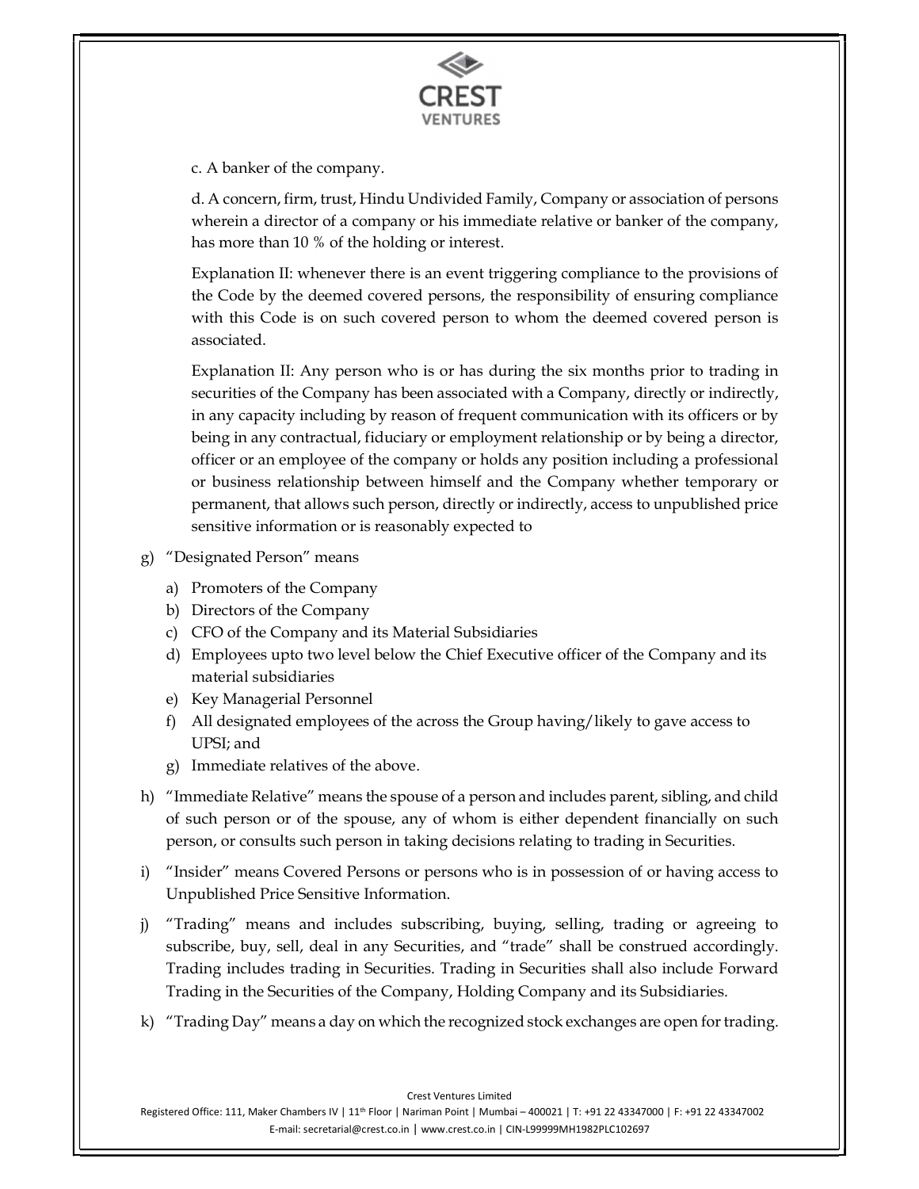c. A banker of the company.

d. A concern, firm, trust, Hindu Undivided Family, Company or association of persons wherein a director of a company or his immediate relative or banker of the company, has more than 10 % of the holding or interest.

Explanation II: whenever there is an event triggering compliance to the provisions of the Code by the deemed covered persons, the responsibility of ensuring compliance with this Code is on such covered person to whom the deemed covered person is associated.

Explanation II: Any person who is or has during the six months prior to trading in securities of the Company has been associated with a Company, directly or indirectly, in any capacity including by reason of frequent communication with its officers or by being in any contractual, fiduciary or employment relationship or by being a director, officer or an employee of the company or holds any position including a professional or business relationship between himself and the Company whether temporary or permanent, that allows such person, directly or indirectly, access to unpublished price sensitive information or is reasonably expected to

g) "Designated Person" means

   a) Promoters of the Company
   b) Directors of the Company
   c) CFO of the Company and its Material Subsidiaries
   d) Employees upto two level below the Chief Executive officer of the Company and its material subsidiaries
   e) Key Managerial Personnel
   f) All designated employees of the across the Group having/likely to gave access to UPSI; and
   g) Immediate relatives of the above.

h) "Immediate Relative" means the spouse of a person and includes parent, sibling, and child of such person or of the spouse, any of whom is either dependent financially on such person, or consults such person in taking decisions relating to trading in Securities.

i) "Insider" means Covered Persons or persons who is in possession of or having access to Unpublished Price Sensitive Information.

j) "Trading" means and includes subscribing, buying, selling, trading or agreeing to subscribe, buy, sell, deal in any Securities, and "trade" shall be construed accordingly. Trading includes trading in Securities. Trading in Securities shall also include Forward Trading in the Securities of the Company, Holding Company and its Subsidiaries.

k) "Trading Day" means a day on which the recognized stock exchanges are open for trading.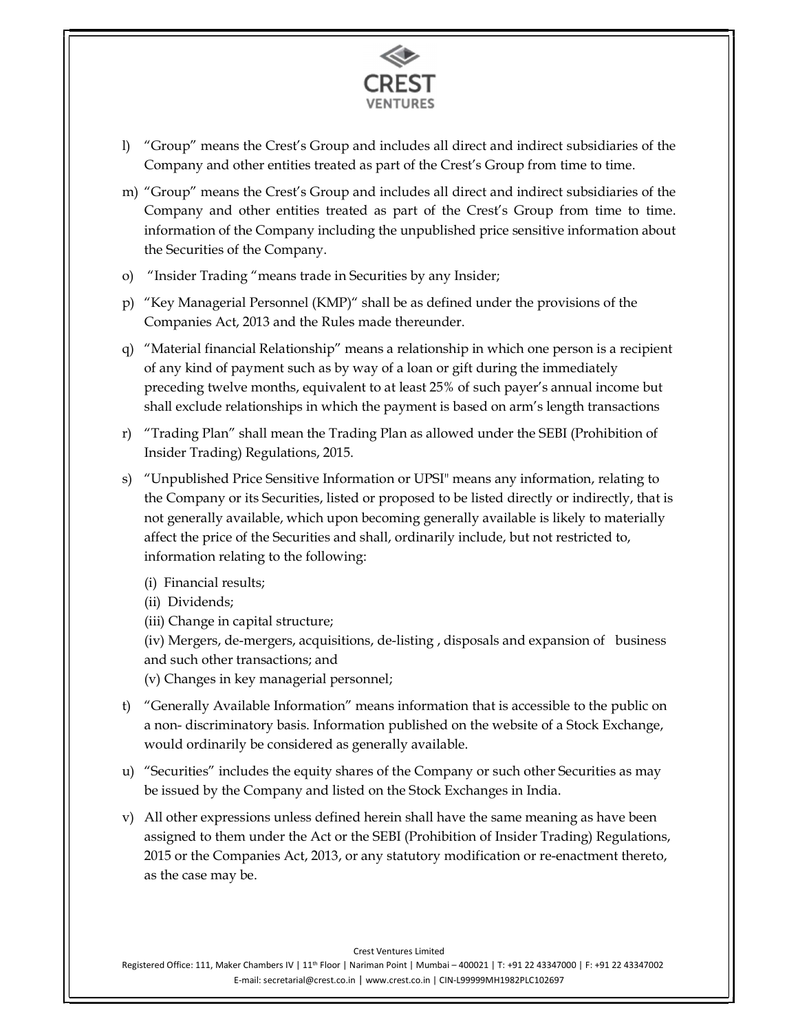l) "Group" means the Crest's Group and includes all direct and indirect subsidiaries of the Company and other entities treated as part of the Crest's Group from time to time.

m) "Group" means the Crest's Group and includes all direct and indirect subsidiaries of the Company and other entities treated as part of the Crest's Group from time to time. information of the Company including the unpublished price sensitive information about the Securities of the Company.

o) "Insider Trading "means trade in Securities by any Insider;

p) "Key Managerial Personnel (KMP)" shall be as defined under the provisions of the Companies Act, 2013 and the Rules made thereunder.

q) "Material financial Relationship" means a relationship in which one person is a recipient of any kind of payment such as by way of a loan or gift during the immediately preceding twelve months, equivalent to at least 25% of such payer's annual income but shall exclude relationships in which the payment is based on arm's length transactions

r) "Trading Plan" shall mean the Trading Plan as allowed under the SEBI (Prohibition of Insider Trading) Regulations, 2015.

s) "Unpublished Price Sensitive Information or UPSI" means any information, relating to the Company or its Securities, listed or proposed to be listed directly or indirectly, that is not generally available, which upon becoming generally available is likely to materially affect the price of the Securities and shall, ordinarily include, but not restricted to, information relating to the following:

   (i) Financial results;
   (ii) Dividends;
   (iii) Change in capital structure;
   (iv) Mergers, de-mergers, acquisitions, de-listing , disposals and expansion of business and such other transactions; and
   (v) Changes in key managerial personnel;

t) "Generally Available Information" means information that is accessible to the public on a non- discriminatory basis. Information published on the website of a Stock Exchange, would ordinarily be considered as generally available.

u) "Securities" includes the equity shares of the Company or such other Securities as may be issued by the Company and listed on the Stock Exchanges in India.

v) All other expressions unless defined herein shall have the same meaning as have been assigned to them under the Act or the SEBI (Prohibition of Insider Trading) Regulations, 2015 or the Companies Act, 2013, or any statutory modification or re-enactment thereto, as the case may be.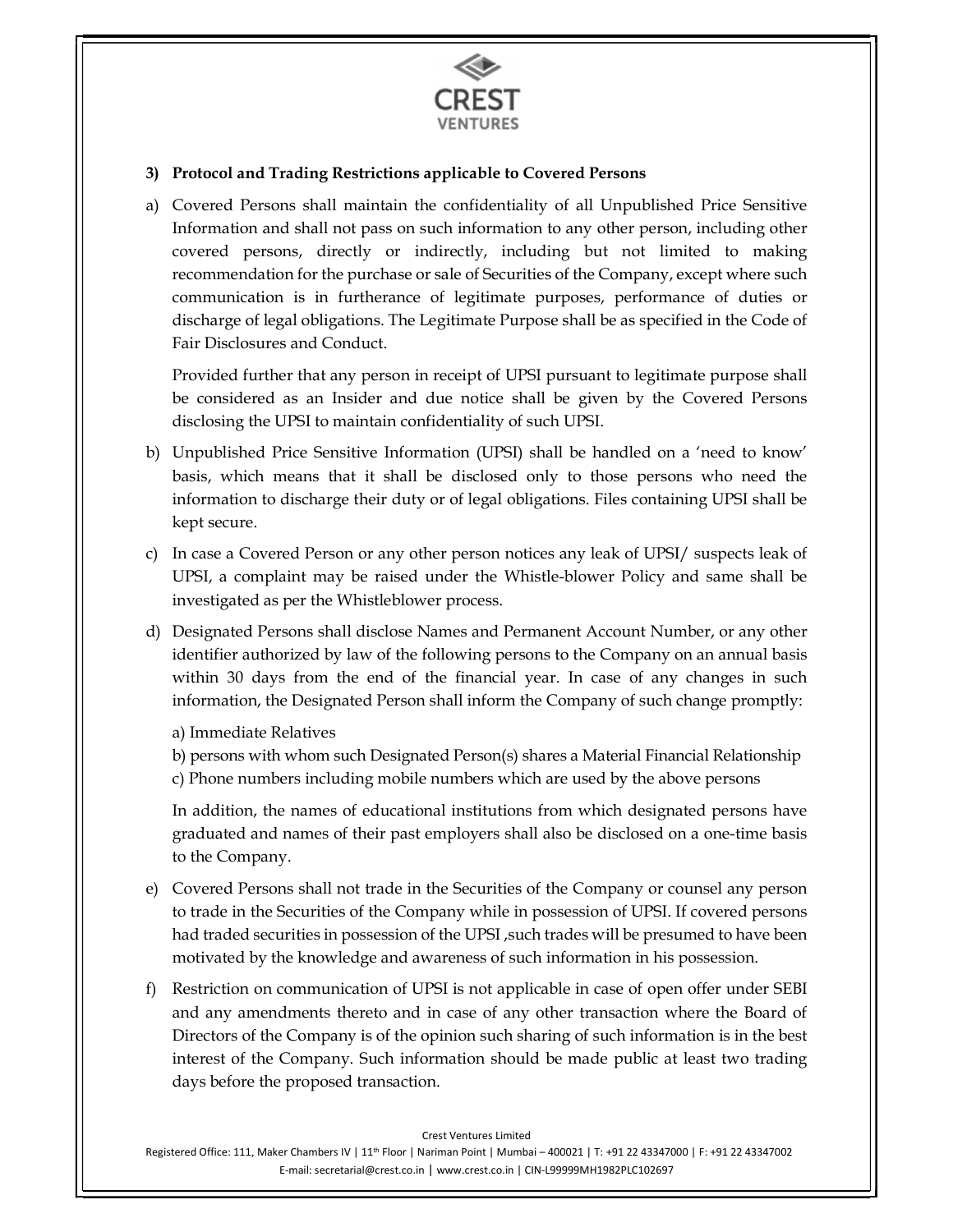### 3) Protocol and Trading Restrictions applicable to Covered Persons

a) Covered Persons shall maintain the confidentiality of all Unpublished Price Sensitive Information and shall not pass on such information to any other person, including other covered persons, directly or indirectly, including but not limited to making recommendation for the purchase or sale of Securities of the Company, except where such communication is in furtherance of legitimate purposes, performance of duties or discharge of legal obligations. The Legitimate Purpose shall be as specified in the Code of Fair Disclosures and Conduct.

   Provided further that any person in receipt of UPSI pursuant to legitimate purpose shall be considered as an Insider and due notice shall be given by the Covered Persons disclosing the UPSI to maintain confidentiality of such UPSI.

b) Unpublished Price Sensitive Information (UPSI) shall be handled on a 'need to know' basis, which means that it shall be disclosed only to those persons who need the information to discharge their duty or of legal obligations. Files containing UPSI shall be kept secure.

c) In case a Covered Person or any other person notices any leak of UPSI/ suspects leak of UPSI, a complaint may be raised under the Whistle-blower Policy and same shall be investigated as per the Whistleblower process.

d) Designated Persons shall disclose Names and Permanent Account Number, or any other identifier authorized by law of the following persons to the Company on an annual basis within 30 days from the end of the financial year. In case of any changes in such information, the Designated Person shall inform the Company of such change promptly:

   a) Immediate Relatives
   b) persons with whom such Designated Person(s) shares a Material Financial Relationship
   c) Phone numbers including mobile numbers which are used by the above persons

   In addition, the names of educational institutions from which designated persons have graduated and names of their past employers shall also be disclosed on a one-time basis to the Company.

e) Covered Persons shall not trade in the Securities of the Company or counsel any person to trade in the Securities of the Company while in possession of UPSI. If covered persons had traded securities in possession of the UPSI ,such trades will be presumed to have been motivated by the knowledge and awareness of such information in his possession.

f) Restriction on communication of UPSI is not applicable in case of open offer under SEBI and any amendments thereto and in case of any other transaction where the Board of Directors of the Company is of the opinion such sharing of such information is in the best interest of the Company. Such information should be made public at least two trading days before the proposed transaction.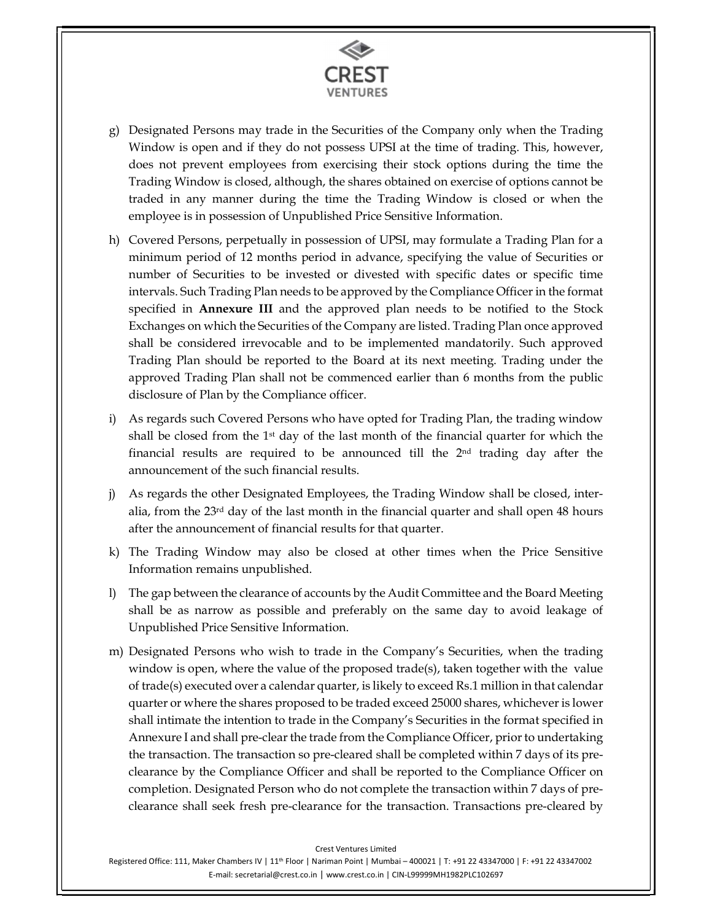g) Designated Persons may trade in the Securities of the Company only when the Trading Window is open and if they do not possess UPSI at the time of trading. This, however, does not prevent employees from exercising their stock options during the time the Trading Window is closed, although, the shares obtained on exercise of options cannot be traded in any manner during the time the Trading Window is closed or when the employee is in possession of Unpublished Price Sensitive Information.

h) Covered Persons, perpetually in possession of UPSI, may formulate a Trading Plan for a minimum period of 12 months period in advance, specifying the value of Securities or number of Securities to be invested or divested with specific dates or specific time intervals. Such Trading Plan needs to be approved by the Compliance Officer in the format specified in **Annexure III** and the approved plan needs to be notified to the Stock Exchanges on which the Securities of the Company are listed. Trading Plan once approved shall be considered irrevocable and to be implemented mandatorily. Such approved Trading Plan should be reported to the Board at its next meeting. Trading under the approved Trading Plan shall not be commenced earlier than 6 months from the public disclosure of Plan by the Compliance officer.

i) As regards such Covered Persons who have opted for Trading Plan, the trading window shall be closed from the 1st day of the last month of the financial quarter for which the financial results are required to be announced till the 2nd trading day after the announcement of the such financial results.

j) As regards the other Designated Employees, the Trading Window shall be closed, inter-alia, from the 23rd day of the last month in the financial quarter and shall open 48 hours after the announcement of financial results for that quarter.

k) The Trading Window may also be closed at other times when the Price Sensitive Information remains unpublished.

l) The gap between the clearance of accounts by the Audit Committee and the Board Meeting shall be as narrow as possible and preferably on the same day to avoid leakage of Unpublished Price Sensitive Information.

m) Designated Persons who wish to trade in the Company's Securities, when the trading window is open, where the value of the proposed trade(s), taken together with the value of trade(s) executed over a calendar quarter, is likely to exceed Rs.1 million in that calendar quarter or where the shares proposed to be traded exceed 25000 shares, whichever is lower shall intimate the intention to trade in the Company's Securities in the format specified in Annexure I and shall pre-clear the trade from the Compliance Officer, prior to undertaking the transaction. The transaction so pre-cleared shall be completed within 7 days of its pre-clearance by the Compliance Officer and shall be reported to the Compliance Officer on completion. Designated Person who do not complete the transaction within 7 days of pre-clearance shall seek fresh pre-clearance for the transaction. Transactions pre-cleared by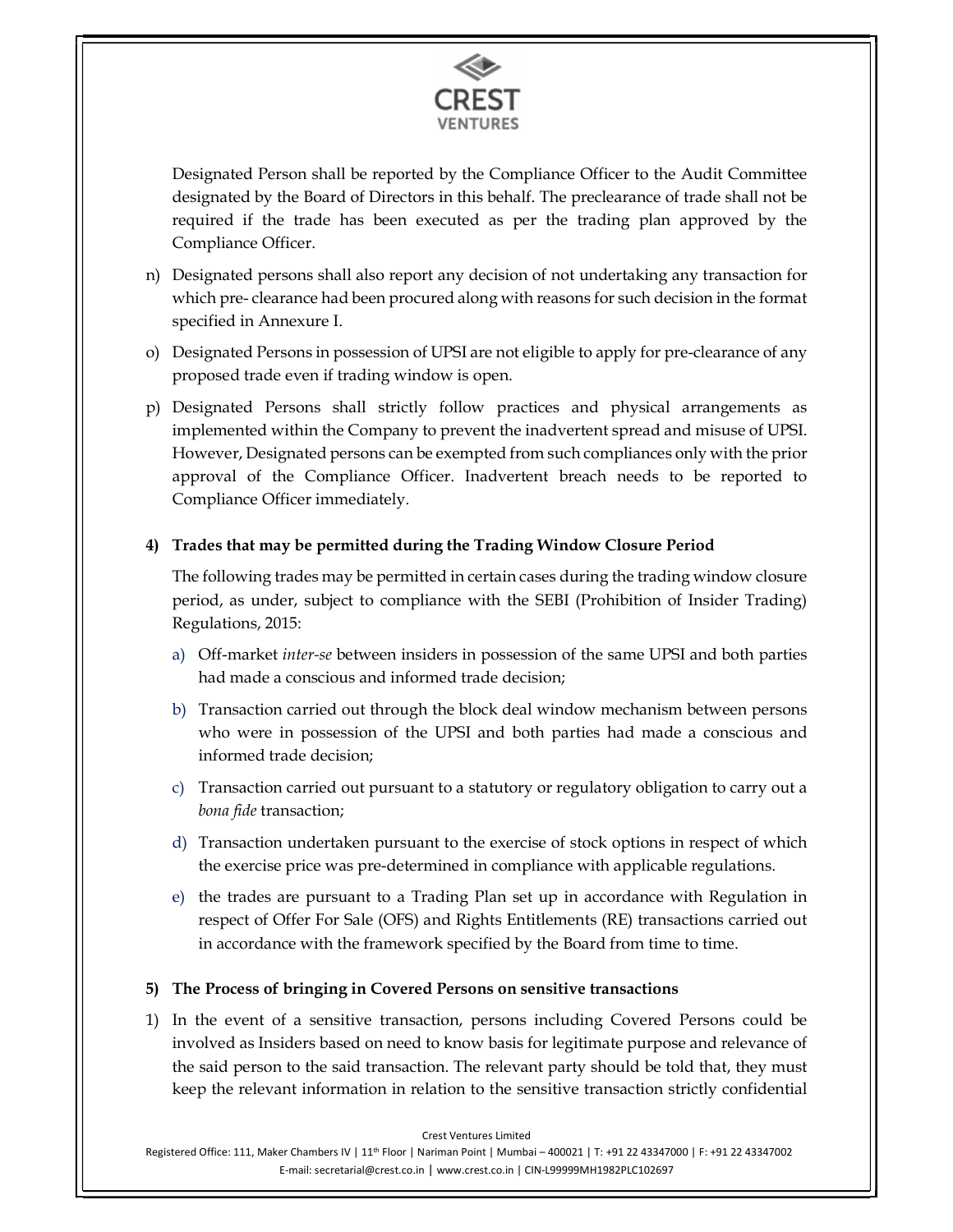Designated Person shall be reported by the Compliance Officer to the Audit Committee designated by the Board of Directors in this behalf. The preclearance of trade shall not be required if the trade has been executed as per the trading plan approved by the Compliance Officer.

n) Designated persons shall also report any decision of not undertaking any transaction for which pre- clearance had been procured along with reasons for such decision in the format specified in Annexure I.

o) Designated Persons in possession of UPSI are not eligible to apply for pre-clearance of any proposed trade even if trading window is open.

p) Designated Persons shall strictly follow practices and physical arrangements as implemented within the Company to prevent the inadvertent spread and misuse of UPSI. However, Designated persons can be exempted from such compliances only with the prior approval of the Compliance Officer. Inadvertent breach needs to be reported to Compliance Officer immediately.

**4) Trades that may be permitted during the Trading Window Closure Period**

The following trades may be permitted in certain cases during the trading window closure period, as under, subject to compliance with the SEBI (Prohibition of Insider Trading) Regulations, 2015:

a) Off-market *inter-se* between insiders in possession of the same UPSI and both parties had made a conscious and informed trade decision;

b) Transaction carried out through the block deal window mechanism between persons who were in possession of the UPSI and both parties had made a conscious and informed trade decision;

c) Transaction carried out pursuant to a statutory or regulatory obligation to carry out a *bona fide* transaction;

d) Transaction undertaken pursuant to the exercise of stock options in respect of which the exercise price was pre-determined in compliance with applicable regulations.

e) the trades are pursuant to a Trading Plan set up in accordance with Regulation in respect of Offer For Sale (OFS) and Rights Entitlements (RE) transactions carried out in accordance with the framework specified by the Board from time to time.

**5) The Process of bringing in Covered Persons on sensitive transactions**

1) In the event of a sensitive transaction, persons including Covered Persons could be involved as Insiders based on need to know basis for legitimate purpose and relevance of the said person to the said transaction. The relevant party should be told that, they must keep the relevant information in relation to the sensitive transaction strictly confidential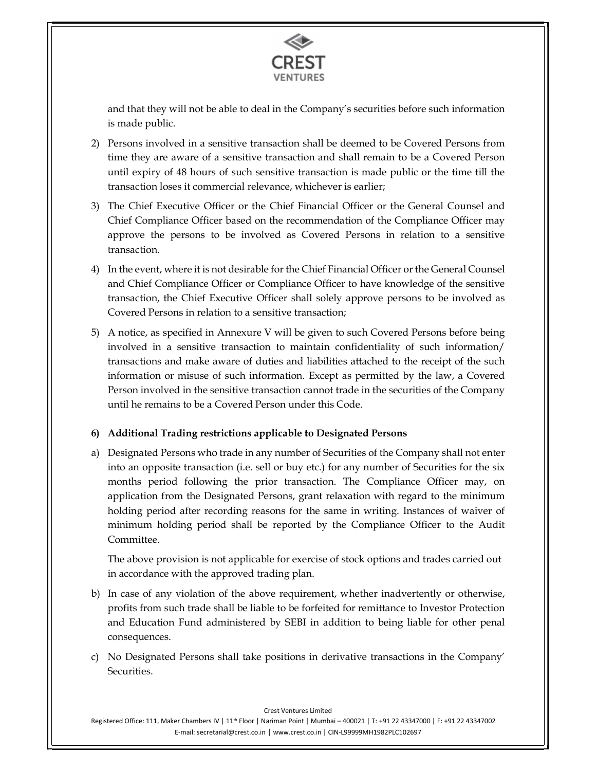and that they will not be able to deal in the Company's securities before such information is made public.

2) Persons involved in a sensitive transaction shall be deemed to be Covered Persons from time they are aware of a sensitive transaction and shall remain to be a Covered Person until expiry of 48 hours of such sensitive transaction is made public or the time till the transaction loses it commercial relevance, whichever is earlier;

3) The Chief Executive Officer or the Chief Financial Officer or the General Counsel and Chief Compliance Officer based on the recommendation of the Compliance Officer may approve the persons to be involved as Covered Persons in relation to a sensitive transaction.

4) In the event, where it is not desirable for the Chief Financial Officer or the General Counsel and Chief Compliance Officer or Compliance Officer to have knowledge of the sensitive transaction, the Chief Executive Officer shall solely approve persons to be involved as Covered Persons in relation to a sensitive transaction;

5) A notice, as specified in Annexure V will be given to such Covered Persons before being involved in a sensitive transaction to maintain confidentiality of such information/ transactions and make aware of duties and liabilities attached to the receipt of the such information or misuse of such information. Except as permitted by the law, a Covered Person involved in the sensitive transaction cannot trade in the securities of the Company until he remains to be a Covered Person under this Code.

**6) Additional Trading restrictions applicable to Designated Persons**

a) Designated Persons who trade in any number of Securities of the Company shall not enter into an opposite transaction (i.e. sell or buy etc.) for any number of Securities for the six months period following the prior transaction. The Compliance Officer may, on application from the Designated Persons, grant relaxation with regard to the minimum holding period after recording reasons for the same in writing. Instances of waiver of minimum holding period shall be reported by the Compliance Officer to the Audit Committee.

   The above provision is not applicable for exercise of stock options and trades carried out in accordance with the approved trading plan.

b) In case of any violation of the above requirement, whether inadvertently or otherwise, profits from such trade shall be liable to be forfeited for remittance to Investor Protection and Education Fund administered by SEBI in addition to being liable for other penal consequences.

c) No Designated Persons shall take positions in derivative transactions in the Company' Securities.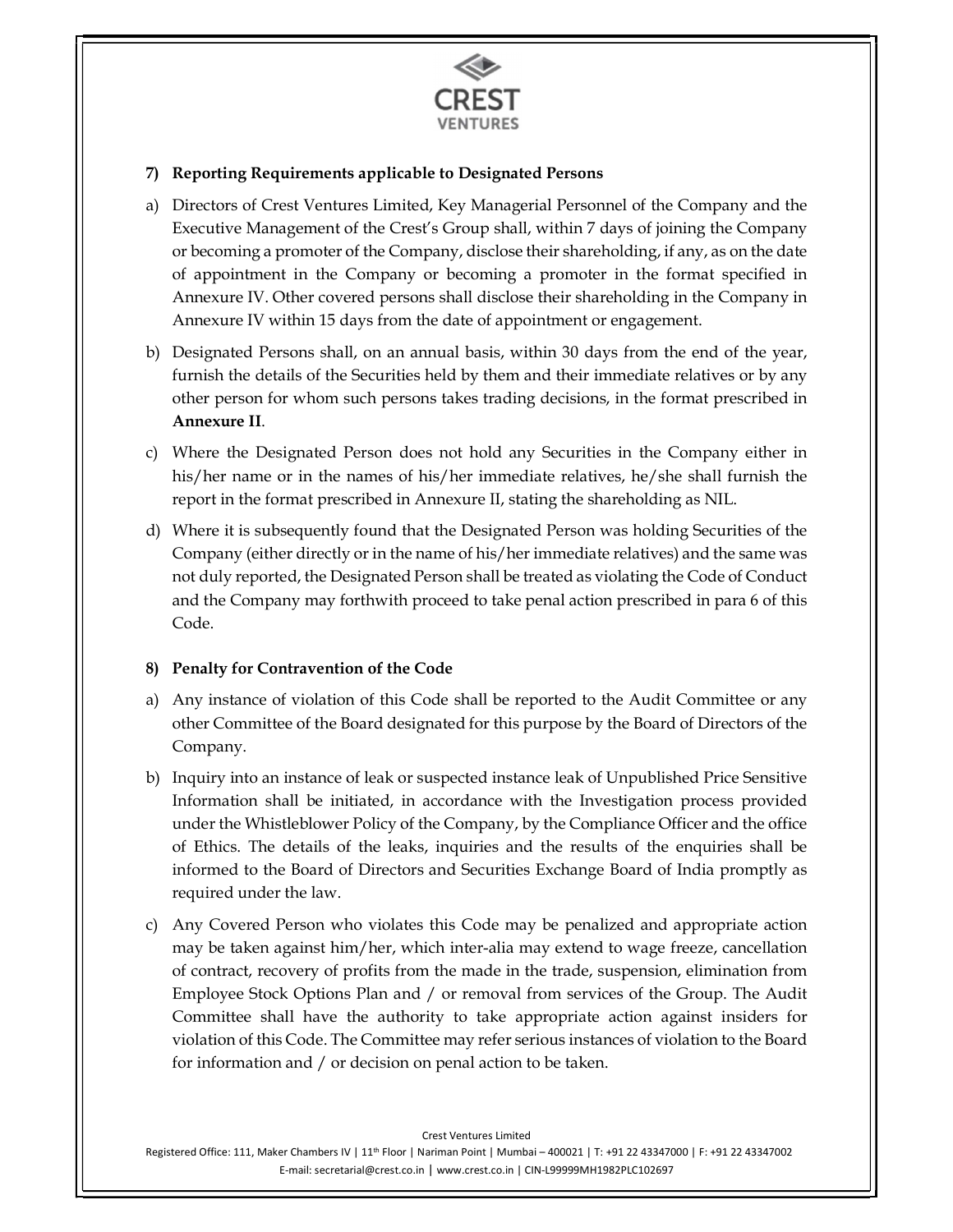### 7) Reporting Requirements applicable to Designated Persons

a) Directors of Crest Ventures Limited, Key Managerial Personnel of the Company and the Executive Management of the Crest's Group shall, within 7 days of joining the Company or becoming a promoter of the Company, disclose their shareholding, if any, as on the date of appointment in the Company or becoming a promoter in the format specified in Annexure IV. Other covered persons shall disclose their shareholding in the Company in Annexure IV within 15 days from the date of appointment or engagement.

b) Designated Persons shall, on an annual basis, within 30 days from the end of the year, furnish the details of the Securities held by them and their immediate relatives or by any other person for whom such persons takes trading decisions, in the format prescribed in **Annexure II**.

c) Where the Designated Person does not hold any Securities in the Company either in his/her name or in the names of his/her immediate relatives, he/she shall furnish the report in the format prescribed in Annexure II, stating the shareholding as NIL.

d) Where it is subsequently found that the Designated Person was holding Securities of the Company (either directly or in the name of his/her immediate relatives) and the same was not duly reported, the Designated Person shall be treated as violating the Code of Conduct and the Company may forthwith proceed to take penal action prescribed in para 6 of this Code.

### 8) Penalty for Contravention of the Code

a) Any instance of violation of this Code shall be reported to the Audit Committee or any other Committee of the Board designated for this purpose by the Board of Directors of the Company.

b) Inquiry into an instance of leak or suspected instance leak of Unpublished Price Sensitive Information shall be initiated, in accordance with the Investigation process provided under the Whistleblower Policy of the Company, by the Compliance Officer and the office of Ethics. The details of the leaks, inquiries and the results of the enquiries shall be informed to the Board of Directors and Securities Exchange Board of India promptly as required under the law.

c) Any Covered Person who violates this Code may be penalized and appropriate action may be taken against him/her, which inter-alia may extend to wage freeze, cancellation of contract, recovery of profits from the made in the trade, suspension, elimination from Employee Stock Options Plan and / or removal from services of the Group. The Audit Committee shall have the authority to take appropriate action against insiders for violation of this Code. The Committee may refer serious instances of violation to the Board for information and / or decision on penal action to be taken.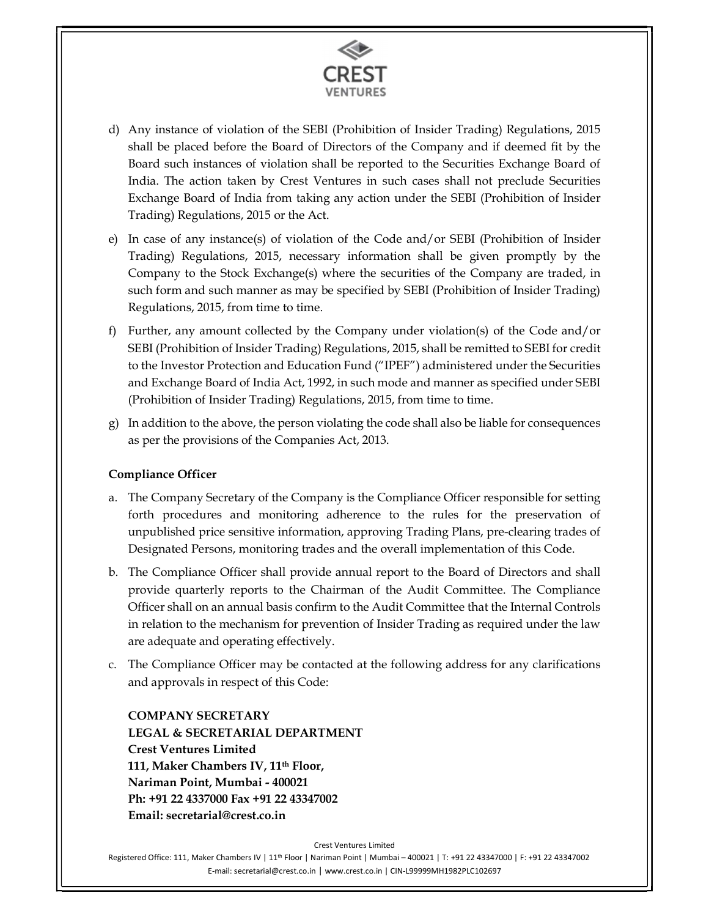d) Any instance of violation of the SEBI (Prohibition of Insider Trading) Regulations, 2015 shall be placed before the Board of Directors of the Company and if deemed fit by the Board such instances of violation shall be reported to the Securities Exchange Board of India. The action taken by Crest Ventures in such cases shall not preclude Securities Exchange Board of India from taking any action under the SEBI (Prohibition of Insider Trading) Regulations, 2015 or the Act.

e) In case of any instance(s) of violation of the Code and/or SEBI (Prohibition of Insider Trading) Regulations, 2015, necessary information shall be given promptly by the Company to the Stock Exchange(s) where the securities of the Company are traded, in such form and such manner as may be specified by SEBI (Prohibition of Insider Trading) Regulations, 2015, from time to time.

f) Further, any amount collected by the Company under violation(s) of the Code and/or SEBI (Prohibition of Insider Trading) Regulations, 2015, shall be remitted to SEBI for credit to the Investor Protection and Education Fund ("IPEF") administered under the Securities and Exchange Board of India Act, 1992, in such mode and manner as specified under SEBI (Prohibition of Insider Trading) Regulations, 2015, from time to time.

g) In addition to the above, the person violating the code shall also be liable for consequences as per the provisions of the Companies Act, 2013.

**Compliance Officer**

a. The Company Secretary of the Company is the Compliance Officer responsible for setting forth procedures and monitoring adherence to the rules for the preservation of unpublished price sensitive information, approving Trading Plans, pre-clearing trades of Designated Persons, monitoring trades and the overall implementation of this Code.

b. The Compliance Officer shall provide annual report to the Board of Directors and shall provide quarterly reports to the Chairman of the Audit Committee. The Compliance Officer shall on an annual basis confirm to the Audit Committee that the Internal Controls in relation to the mechanism for prevention of Insider Trading as required under the law are adequate and operating effectively.

c. The Compliance Officer may be contacted at the following address for any clarifications and approvals in respect of this Code:

**COMPANY SECRETARY**
**LEGAL & SECRETARIAL DEPARTMENT**
**Crest Ventures Limited**
**111, Maker Chambers IV, 11th Floor,**
**Nariman Point, Mumbai - 400021**
**Ph: +91 22 4337000 Fax +91 22 43347002**
**Email: secretarial@crest.co.in**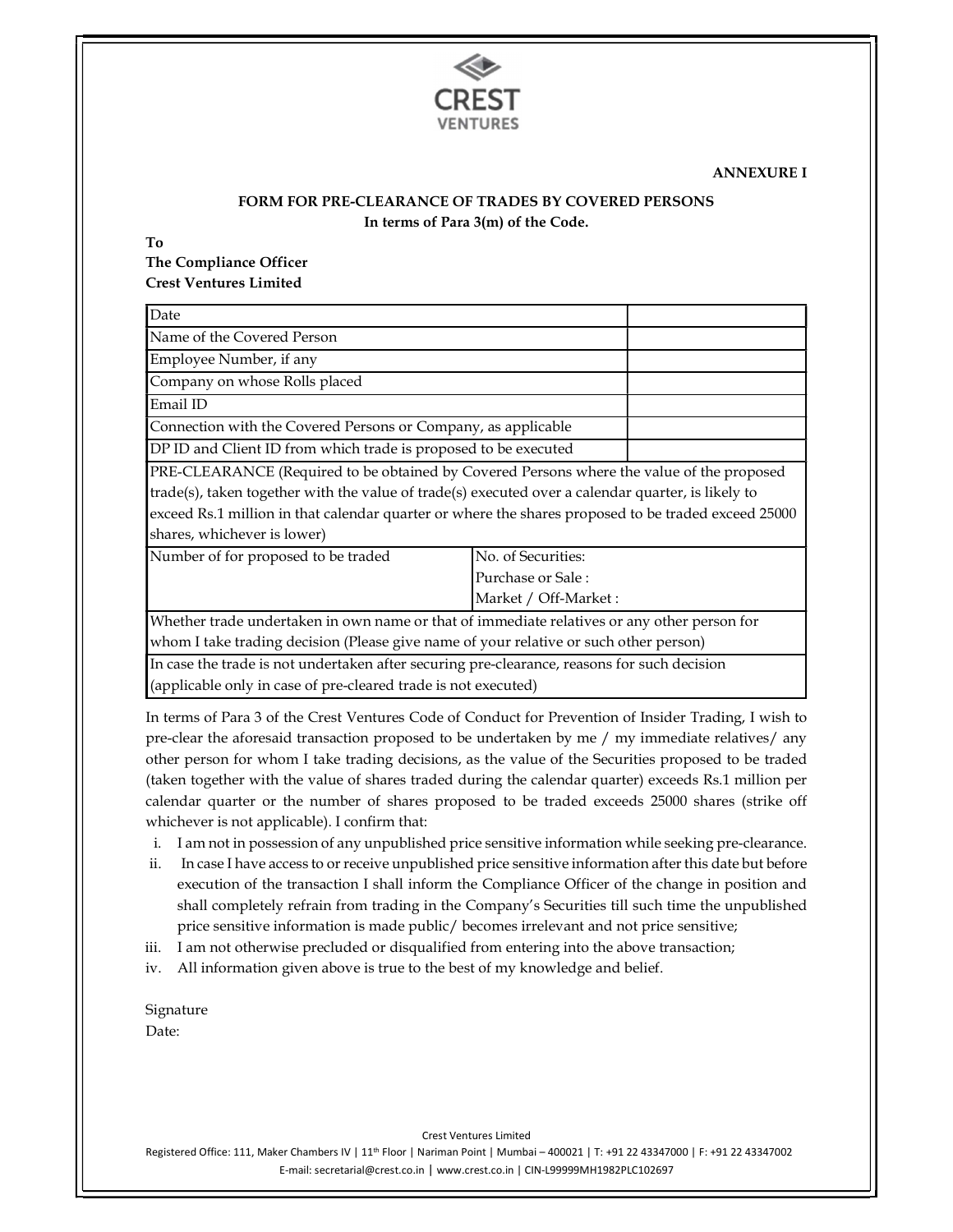**ANNEXURE I**

**FORM FOR PRE-CLEARANCE OF TRADES BY COVERED PERSONS**
**In terms of Para 3(m) of the Code.**

**To**
**The Compliance Officer**
**Crest Ventures Limited**

| Date | |
|---|---|
| Name of the Covered Person | |
| Employee Number, if any | |
| Company on whose Rolls placed | |
| Email ID | |
| Connection with the Covered Persons or Company, as applicable | |
| DP ID and Client ID from which trade is proposed to be executed | |
| PRE-CLEARANCE (Required to be obtained by Covered Persons where the value of the proposed trade(s), taken together with the value of trade(s) executed over a calendar quarter, is likely to exceed Rs.1 million in that calendar quarter or where the shares proposed to be traded exceed 25000 shares, whichever is lower) | |
| Number of for proposed to be traded | No. of Securities:<br>Purchase or Sale :<br>Market / Off-Market : |
| Whether trade undertaken in own name or that of immediate relatives or any other person for whom I take trading decision (Please give name of your relative or such other person) | |
| In case the trade is not undertaken after securing pre-clearance, reasons for such decision (applicable only in case of pre-cleared trade is not executed) | |

In terms of Para 3 of the Crest Ventures Code of Conduct for Prevention of Insider Trading, I wish to pre-clear the aforesaid transaction proposed to be undertaken by me / my immediate relatives/ any other person for whom I take trading decisions, as the value of the Securities proposed to be traded (taken together with the value of shares traded during the calendar quarter) exceeds Rs.1 million per calendar quarter or the number of shares proposed to be traded exceeds 25000 shares (strike off whichever is not applicable). I confirm that:

i. I am not in possession of any unpublished price sensitive information while seeking pre-clearance.
ii. In case I have access to or receive unpublished price sensitive information after this date but before execution of the transaction I shall inform the Compliance Officer of the change in position and shall completely refrain from trading in the Company's Securities till such time the unpublished price sensitive information is made public/ becomes irrelevant and not price sensitive;
iii. I am not otherwise precluded or disqualified from entering into the above transaction;
iv. All information given above is true to the best of my knowledge and belief.

Signature
Date: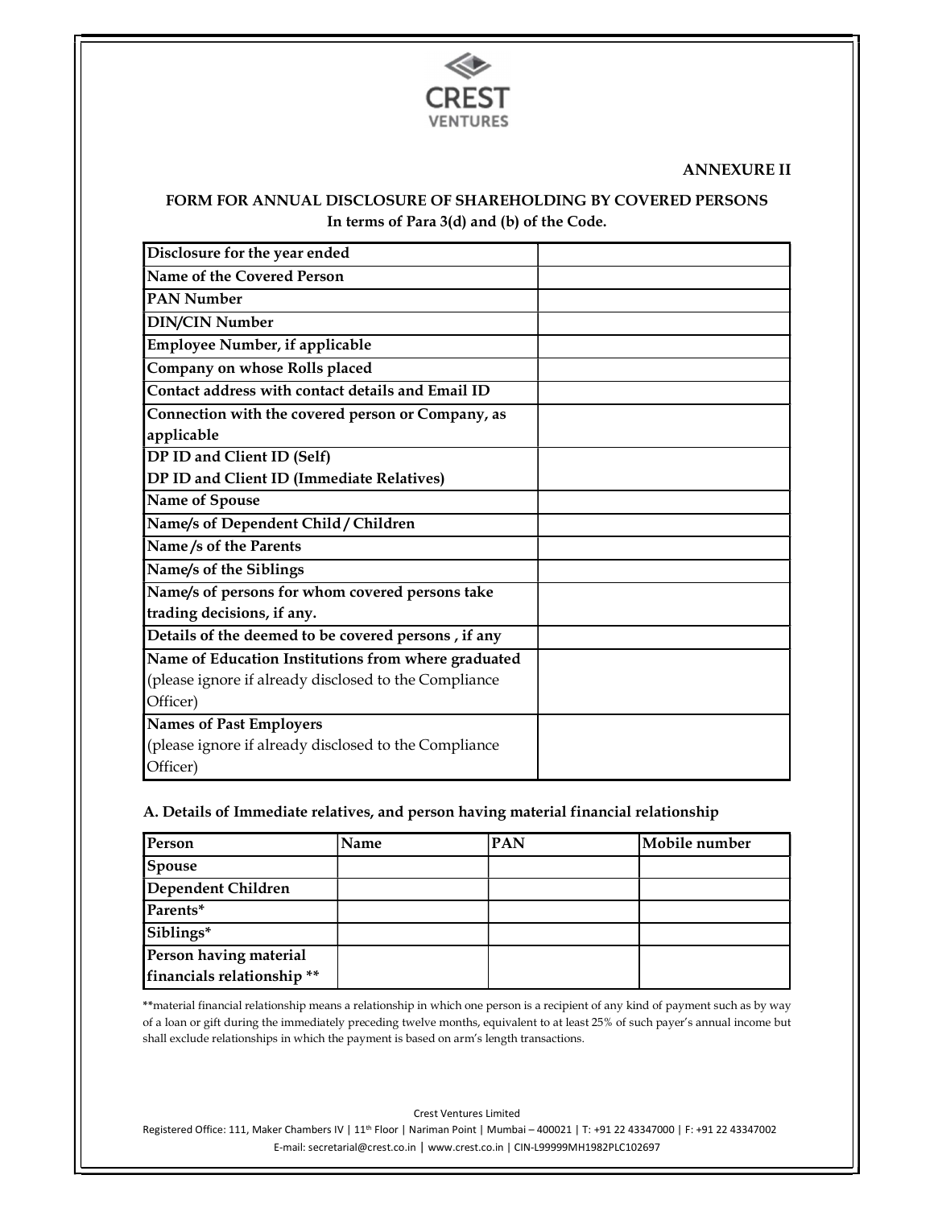**ANNEXURE II**

**FORM FOR ANNUAL DISCLOSURE OF SHAREHOLDING BY COVERED PERSONS**
**In terms of Para 3(d) and (b) of the Code.**

| | |
|---|---|
| **Disclosure for the year ended** | |
| **Name of the Covered Person** | |
| **PAN Number** | |
| **DIN/CIN Number** | |
| **Employee Number, if applicable** | |
| **Company on whose Rolls placed** | |
| **Contact address with contact details and Email ID** | |
| **Connection with the covered person or Company, as applicable** | |
| **DP ID and Client ID (Self)** <br> **DP ID and Client ID (Immediate Relatives)** | |
| **Name of Spouse** | |
| **Name/s of Dependent Child / Children** | |
| **Name /s of the Parents** | |
| **Name/s of the Siblings** | |
| **Name/s of persons for whom covered persons take trading decisions, if any.** | |
| **Details of the deemed to be covered persons , if any** | |
| **Name of Education Institutions from where graduated** (please ignore if already disclosed to the Compliance Officer) | |
| **Names of Past Employers** (please ignore if already disclosed to the Compliance Officer) | |

**A. Details of Immediate relatives, and person having material financial relationship**

| Person | Name | PAN | Mobile number |
|---|---|---|---|
| Spouse | | | |
| Dependent Children | | | |
| Parents* | | | |
| Siblings* | | | |
| Person having material financials relationship ** | | | |

**material financial relationship means a relationship in which one person is a recipient of any kind of payment such as by way of a loan or gift during the immediately preceding twelve months, equivalent to at least 25% of such payer's annual income but shall exclude relationships in which the payment is based on arm's length transactions.

Crest Ventures Limited
Registered Office: 111, Maker Chambers IV | 11th Floor | Nariman Point | Mumbai – 400021 | T: +91 22 43347000 | F: +91 22 43347002
E-mail: secretarial@crest.co.in | www.crest.co.in | CIN-L99999MH1982PLC102697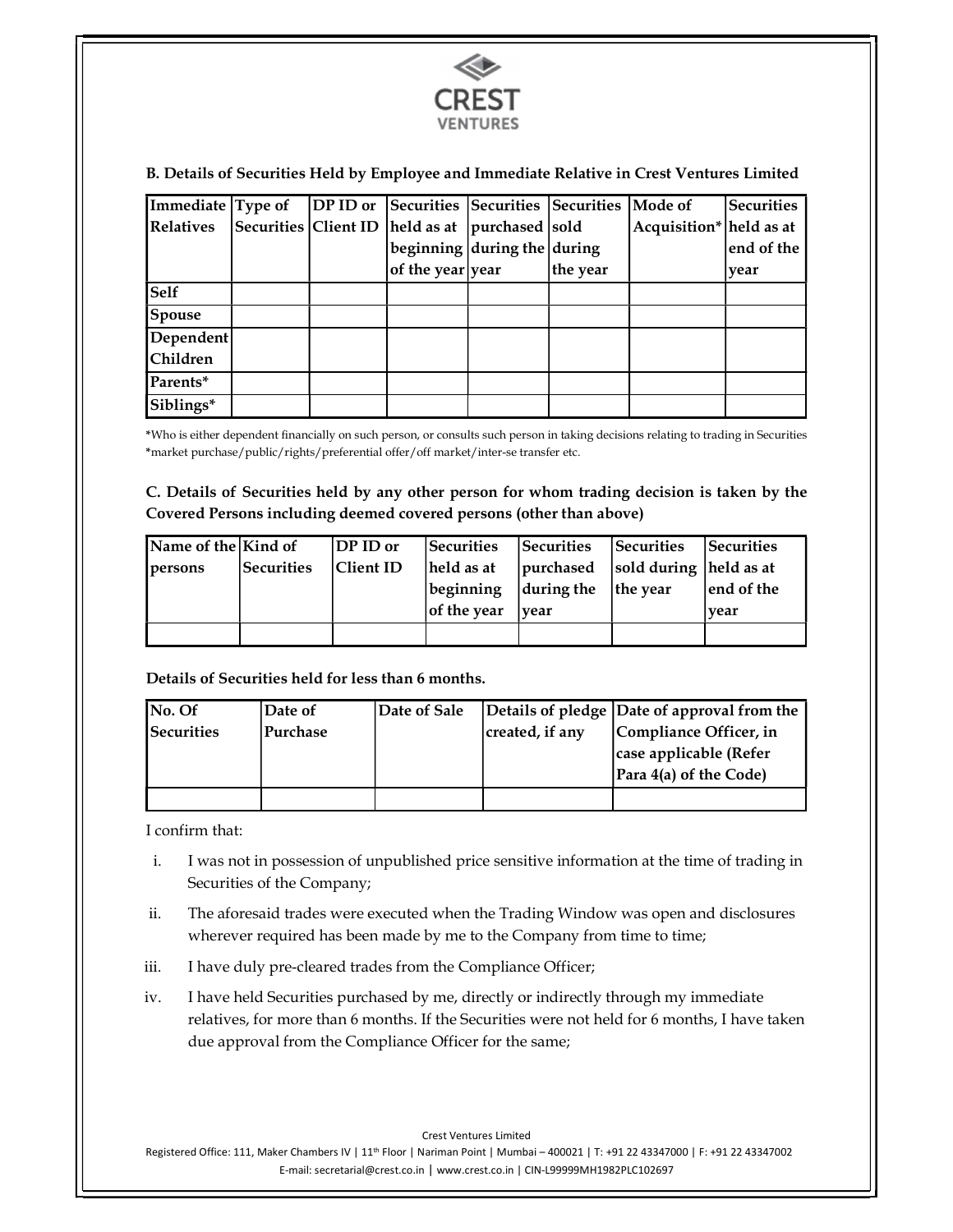**B. Details of Securities Held by Employee and Immediate Relative in Crest Ventures Limited**

| Immediate Relatives | Type of Securities | DP ID or Client ID | Securities held as at beginning of the year | Securities purchased during the year | Securities sold during the year | Mode of Acquisition* | Securities held as at end of the year |
|---|---|---|---|---|---|---|---|
| Self | | | | | | | |
| Spouse | | | | | | | |
| Dependent Children | | | | | | | |
| Parents* | | | | | | | |
| Siblings* | | | | | | | |

*Who is either dependent financially on such person, or consults such person in taking decisions relating to trading in Securities
*market purchase/public/rights/preferential offer/off market/inter-se transfer etc.

**C. Details of Securities held by any other person for whom trading decision is taken by the Covered Persons including deemed covered persons (other than above)**

| Name of the persons | Kind of Securities | DP ID or Client ID | Securities held as at beginning of the year | Securities purchased during the year | Securities sold during the year | Securities held as at end of the year |
|---|---|---|---|---|---|---|
| | | | | | | |

**Details of Securities held for less than 6 months.**

| No. Of Securities | Date of Purchase | Date of Sale | Details of pledge created, if any | Date of approval from the Compliance Officer, in case applicable (Refer Para 4(a) of the Code) |
|---|---|---|---|---|
| | | | | |

I confirm that:

i. I was not in possession of unpublished price sensitive information at the time of trading in Securities of the Company;

ii. The aforesaid trades were executed when the Trading Window was open and disclosures wherever required has been made by me to the Company from time to time;

iii. I have duly pre-cleared trades from the Compliance Officer;

iv. I have held Securities purchased by me, directly or indirectly through my immediate relatives, for more than 6 months. If the Securities were not held for 6 months, I have taken due approval from the Compliance Officer for the same;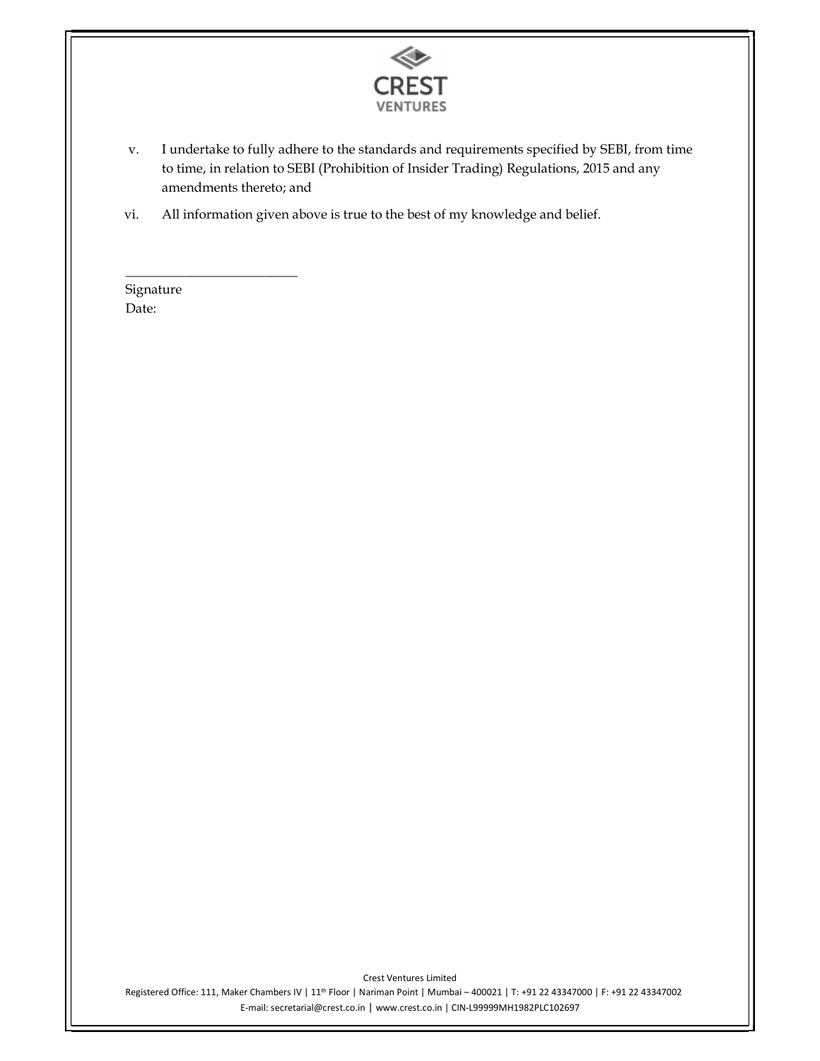v. I undertake to fully adhere to the standards and requirements specified by SEBI, from time to time, in relation to SEBI (Prohibition of Insider Trading) Regulations, 2015 and any amendments thereto; and

vi. All information given above is true to the best of my knowledge and belief.

___________________________

Signature

Date: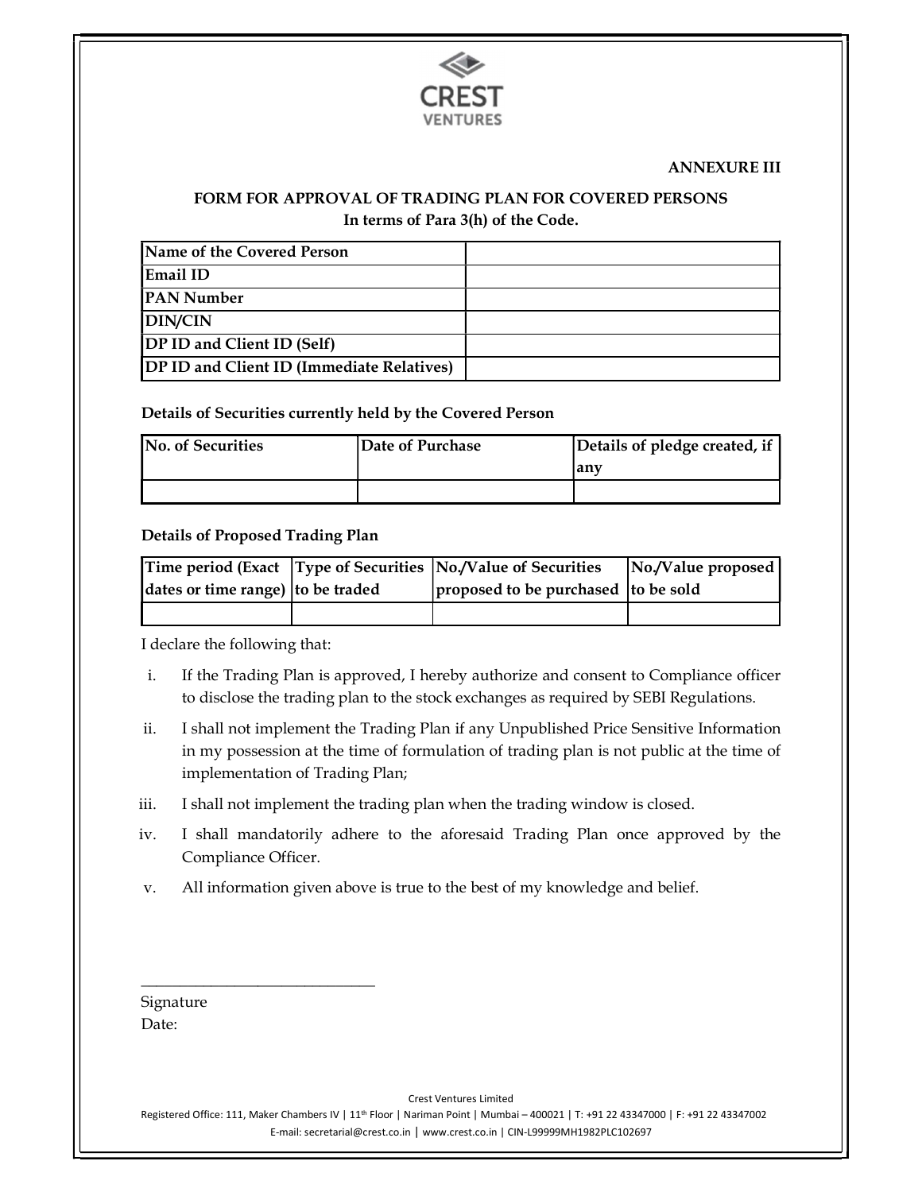**ANNEXURE III**

## FORM FOR APPROVAL OF TRADING PLAN FOR COVERED PERSONS

**In terms of Para 3(h) of the Code.**

| | |
|---|---|
| **Name of the Covered Person** | |
| **Email ID** | |
| **PAN Number** | |
| **DIN/CIN** | |
| **DP ID and Client ID (Self)** | |
| **DP ID and Client ID (Immediate Relatives)** | |

**Details of Securities currently held by the Covered Person**

| No. of Securities | Date of Purchase | Details of pledge created, if any |
|---|---|---|
| | | |

**Details of Proposed Trading Plan**

| Time period (Exact dates or time range) | Type of Securities to be traded | No./Value of Securities proposed to be purchased | No./Value proposed to be sold |
|---|---|---|---|
| | | | |

I declare the following that:

i. If the Trading Plan is approved, I hereby authorize and consent to Compliance officer to disclose the trading plan to the stock exchanges as required by SEBI Regulations.

ii. I shall not implement the Trading Plan if any Unpublished Price Sensitive Information in my possession at the time of formulation of trading plan is not public at the time of implementation of Trading Plan;

iii. I shall not implement the trading plan when the trading window is closed.

iv. I shall mandatorily adhere to the aforesaid Trading Plan once approved by the Compliance Officer.

v. All information given above is true to the best of my knowledge and belief.

\_\_\_\_\_\_\_\_\_\_\_\_\_\_\_\_\_\_\_\_\_\_\_\_\_\_\_\_\_\_

Signature

Date: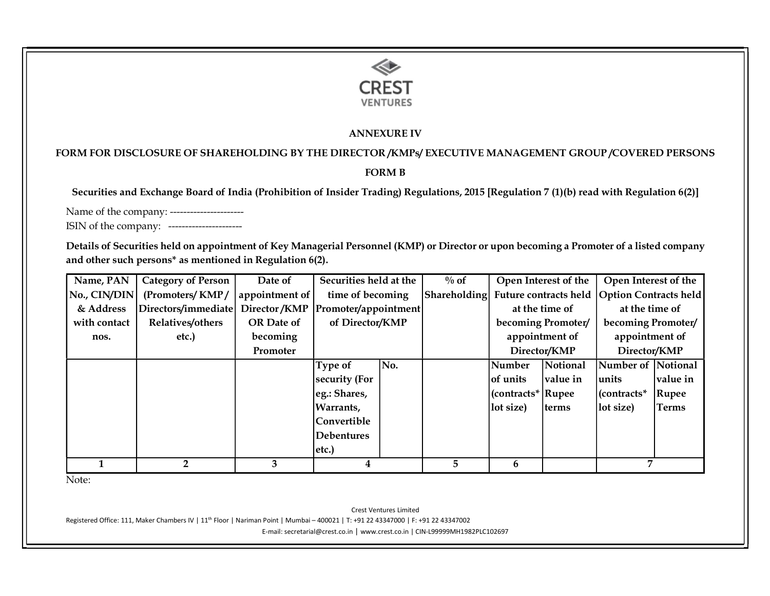CREST VENTURES

**ANNEXURE IV**

**FORM FOR DISCLOSURE OF SHAREHOLDING BY THE DIRECTOR /KMPs/ EXECUTIVE MANAGEMENT GROUP /COVERED PERSONS**

**FORM B**

**Securities and Exchange Board of India (Prohibition of Insider Trading) Regulations, 2015 [Regulation 7 (1)(b) read with Regulation 6(2)]**

Name of the company: ----------------------

ISIN of the company: ----------------------

**Details of Securities held on appointment of Key Managerial Personnel (KMP) or Director or upon becoming a Promoter of a listed company and other such persons* as mentioned in Regulation 6(2).**

| Name, PAN No., CIN/DIN & Address with contact nos. | Category of Person (Promoters/ KMP / Directors/immediate Relatives/others etc.) | Date of appointment of Director /KMP OR Date of becoming Promoter | Securities held at the time of becoming Promoter/appointment of Director/KMP | | % of Shareholding | Open Interest of the Future contracts held at the time of becoming Promoter/ appointment of Director/KMP | | Open Interest of the Option Contracts held at the time of becoming Promoter/ appointment of Director/KMP | |
|---|---|---|---|---|---|---|---|---|---|
| | | | Type of security (For eg.: Shares, Warrants, Convertible Debentures etc.) | No. | | Number of units (contracts* lot size) | Notional value in Rupee terms | Number of units (contracts* lot size) | Notional value in Rupee Terms |
| 1 | 2 | 3 | 4 | | 5 | 6 | | 7 | |

Note:

Crest Ventures Limited

Registered Office: 111, Maker Chambers IV | 11th Floor | Nariman Point | Mumbai – 400021 | T: +91 22 43347000 | F: +91 22 43347002

E-mail: secretarial@crest.co.in | www.crest.co.in | CIN-L99999MH1982PLC102697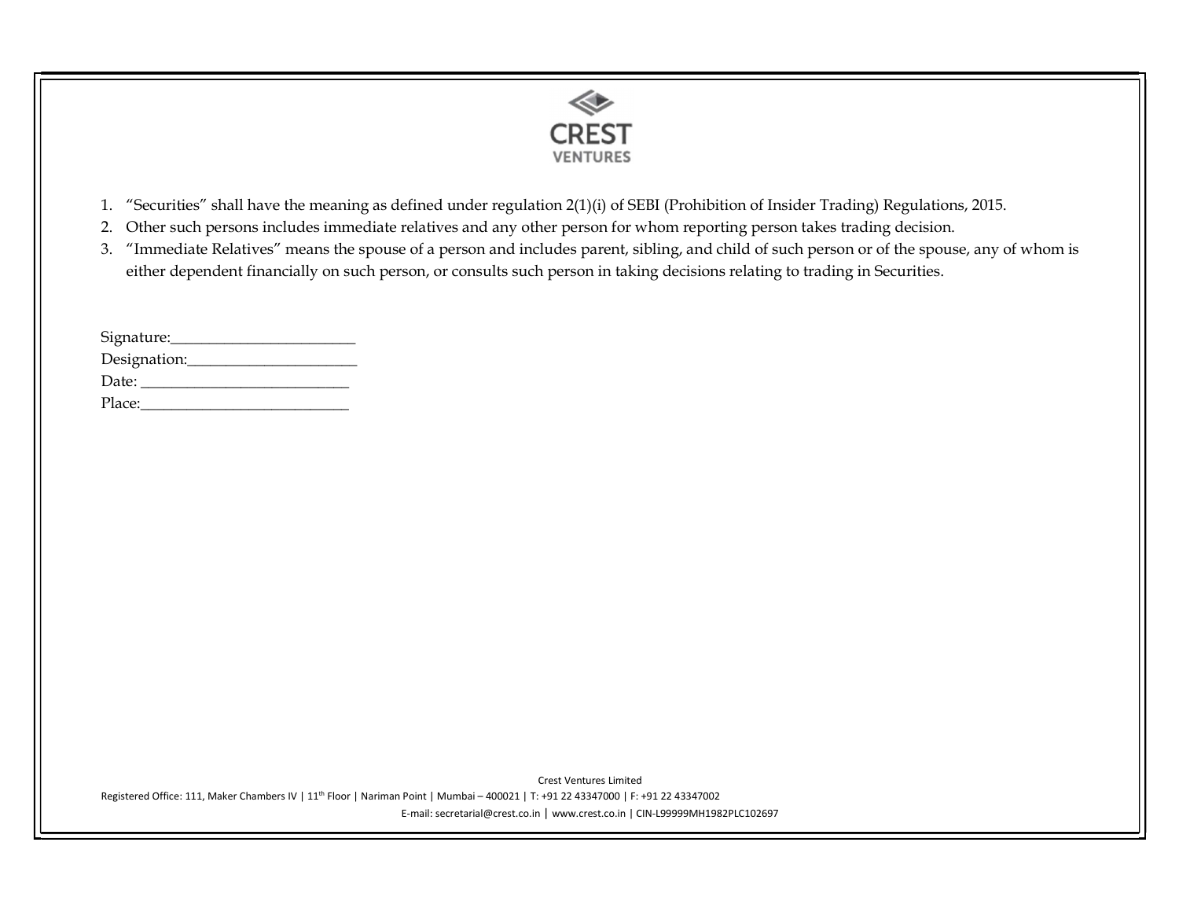1. “Securities” shall have the meaning as defined under regulation 2(1)(i) of SEBI (Prohibition of Insider Trading) Regulations, 2015.
2. Other such persons includes immediate relatives and any other person for whom reporting person takes trading decision.
3. “Immediate Relatives” means the spouse of a person and includes parent, sibling, and child of such person or of the spouse, any of whom is either dependent financially on such person, or consults such person in taking decisions relating to trading in Securities.

Signature:_______________________

Designation:_____________________

Date: __________________________

Place:__________________________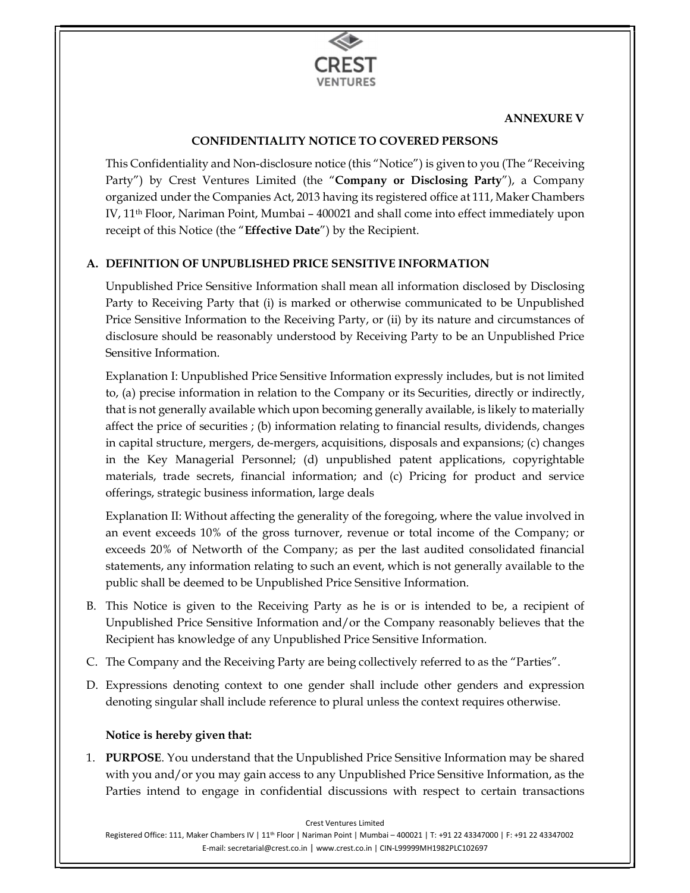**ANNEXURE V**

**CONFIDENTIALITY NOTICE TO COVERED PERSONS**

This Confidentiality and Non-disclosure notice (this "Notice") is given to you (The "Receiving Party") by Crest Ventures Limited (the "**Company or Disclosing Party**"), a Company organized under the Companies Act, 2013 having its registered office at 111, Maker Chambers IV, 11th Floor, Nariman Point, Mumbai – 400021 and shall come into effect immediately upon receipt of this Notice (the "**Effective Date**") by the Recipient.

**A. DEFINITION OF UNPUBLISHED PRICE SENSITIVE INFORMATION**

Unpublished Price Sensitive Information shall mean all information disclosed by Disclosing Party to Receiving Party that (i) is marked or otherwise communicated to be Unpublished Price Sensitive Information to the Receiving Party, or (ii) by its nature and circumstances of disclosure should be reasonably understood by Receiving Party to be an Unpublished Price Sensitive Information.

Explanation I: Unpublished Price Sensitive Information expressly includes, but is not limited to, (a) precise information in relation to the Company or its Securities, directly or indirectly, that is not generally available which upon becoming generally available, is likely to materially affect the price of securities ; (b) information relating to financial results, dividends, changes in capital structure, mergers, de-mergers, acquisitions, disposals and expansions; (c) changes in the Key Managerial Personnel; (d) unpublished patent applications, copyrightable materials, trade secrets, financial information; and (c) Pricing for product and service offerings, strategic business information, large deals

Explanation II: Without affecting the generality of the foregoing, where the value involved in an event exceeds 10% of the gross turnover, revenue or total income of the Company; or exceeds 20% of Networth of the Company; as per the last audited consolidated financial statements, any information relating to such an event, which is not generally available to the public shall be deemed to be Unpublished Price Sensitive Information.

B. This Notice is given to the Receiving Party as he is or is intended to be, a recipient of Unpublished Price Sensitive Information and/or the Company reasonably believes that the Recipient has knowledge of any Unpublished Price Sensitive Information.

C. The Company and the Receiving Party are being collectively referred to as the "Parties".

D. Expressions denoting context to one gender shall include other genders and expression denoting singular shall include reference to plural unless the context requires otherwise.

**Notice is hereby given that:**

1. **PURPOSE**. You understand that the Unpublished Price Sensitive Information may be shared with you and/or you may gain access to any Unpublished Price Sensitive Information, as the Parties intend to engage in confidential discussions with respect to certain transactions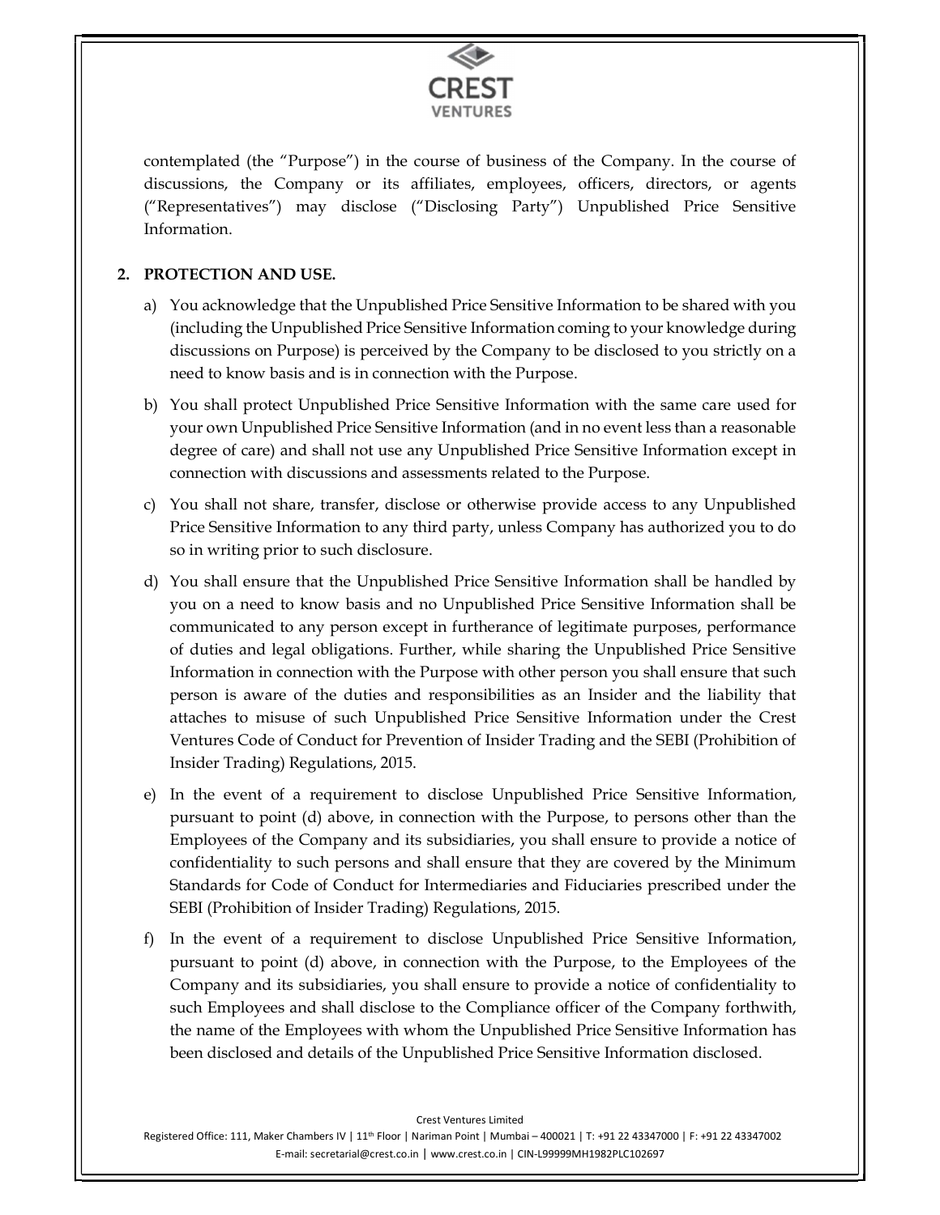contemplated (the "Purpose") in the course of business of the Company. In the course of discussions, the Company or its affiliates, employees, officers, directors, or agents ("Representatives") may disclose ("Disclosing Party") Unpublished Price Sensitive Information.

**2. PROTECTION AND USE.**

a) You acknowledge that the Unpublished Price Sensitive Information to be shared with you (including the Unpublished Price Sensitive Information coming to your knowledge during discussions on Purpose) is perceived by the Company to be disclosed to you strictly on a need to know basis and is in connection with the Purpose.

b) You shall protect Unpublished Price Sensitive Information with the same care used for your own Unpublished Price Sensitive Information (and in no event less than a reasonable degree of care) and shall not use any Unpublished Price Sensitive Information except in connection with discussions and assessments related to the Purpose.

c) You shall not share, transfer, disclose or otherwise provide access to any Unpublished Price Sensitive Information to any third party, unless Company has authorized you to do so in writing prior to such disclosure.

d) You shall ensure that the Unpublished Price Sensitive Information shall be handled by you on a need to know basis and no Unpublished Price Sensitive Information shall be communicated to any person except in furtherance of legitimate purposes, performance of duties and legal obligations. Further, while sharing the Unpublished Price Sensitive Information in connection with the Purpose with other person you shall ensure that such person is aware of the duties and responsibilities as an Insider and the liability that attaches to misuse of such Unpublished Price Sensitive Information under the Crest Ventures Code of Conduct for Prevention of Insider Trading and the SEBI (Prohibition of Insider Trading) Regulations, 2015.

e) In the event of a requirement to disclose Unpublished Price Sensitive Information, pursuant to point (d) above, in connection with the Purpose, to persons other than the Employees of the Company and its subsidiaries, you shall ensure to provide a notice of confidentiality to such persons and shall ensure that they are covered by the Minimum Standards for Code of Conduct for Intermediaries and Fiduciaries prescribed under the SEBI (Prohibition of Insider Trading) Regulations, 2015.

f) In the event of a requirement to disclose Unpublished Price Sensitive Information, pursuant to point (d) above, in connection with the Purpose, to the Employees of the Company and its subsidiaries, you shall ensure to provide a notice of confidentiality to such Employees and shall disclose to the Compliance officer of the Company forthwith, the name of the Employees with whom the Unpublished Price Sensitive Information has been disclosed and details of the Unpublished Price Sensitive Information disclosed.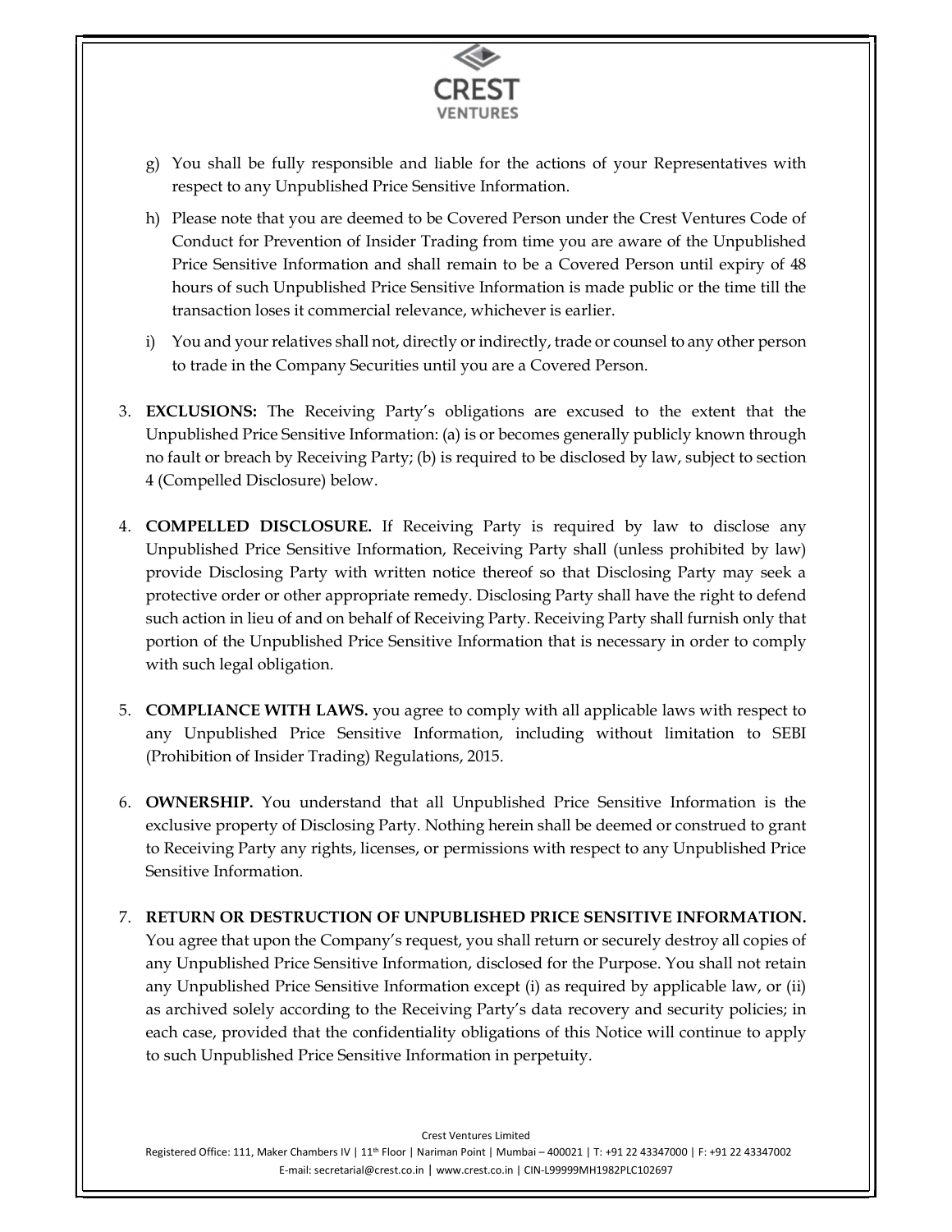g) You shall be fully responsible and liable for the actions of your Representatives with respect to any Unpublished Price Sensitive Information.

h) Please note that you are deemed to be Covered Person under the Crest Ventures Code of Conduct for Prevention of Insider Trading from time you are aware of the Unpublished Price Sensitive Information and shall remain to be a Covered Person until expiry of 48 hours of such Unpublished Price Sensitive Information is made public or the time till the transaction loses it commercial relevance, whichever is earlier.

i) You and your relatives shall not, directly or indirectly, trade or counsel to any other person to trade in the Company Securities until you are a Covered Person.

3. **EXCLUSIONS:** The Receiving Party's obligations are excused to the extent that the Unpublished Price Sensitive Information: (a) is or becomes generally publicly known through no fault or breach by Receiving Party; (b) is required to be disclosed by law, subject to section 4 (Compelled Disclosure) below.

4. **COMPELLED DISCLOSURE.** If Receiving Party is required by law to disclose any Unpublished Price Sensitive Information, Receiving Party shall (unless prohibited by law) provide Disclosing Party with written notice thereof so that Disclosing Party may seek a protective order or other appropriate remedy. Disclosing Party shall have the right to defend such action in lieu of and on behalf of Receiving Party. Receiving Party shall furnish only that portion of the Unpublished Price Sensitive Information that is necessary in order to comply with such legal obligation.

5. **COMPLIANCE WITH LAWS.** you agree to comply with all applicable laws with respect to any Unpublished Price Sensitive Information, including without limitation to SEBI (Prohibition of Insider Trading) Regulations, 2015.

6. **OWNERSHIP.** You understand that all Unpublished Price Sensitive Information is the exclusive property of Disclosing Party. Nothing herein shall be deemed or construed to grant to Receiving Party any rights, licenses, or permissions with respect to any Unpublished Price Sensitive Information.

7. **RETURN OR DESTRUCTION OF UNPUBLISHED PRICE SENSITIVE INFORMATION.** You agree that upon the Company's request, you shall return or securely destroy all copies of any Unpublished Price Sensitive Information, disclosed for the Purpose. You shall not retain any Unpublished Price Sensitive Information except (i) as required by applicable law, or (ii) as archived solely according to the Receiving Party's data recovery and security policies; in each case, provided that the confidentiality obligations of this Notice will continue to apply to such Unpublished Price Sensitive Information in perpetuity.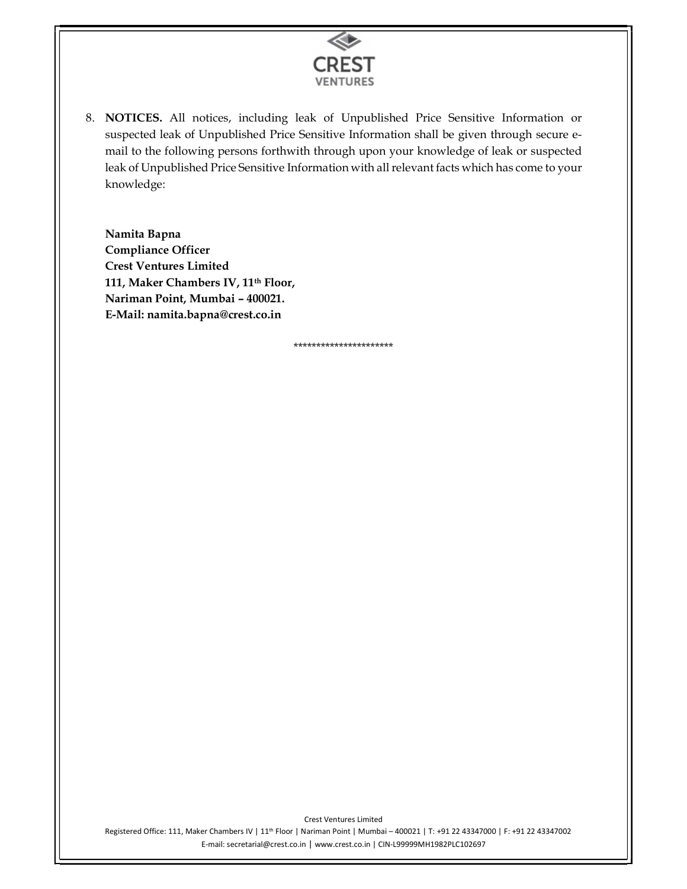8. **NOTICES.** All notices, including leak of Unpublished Price Sensitive Information or suspected leak of Unpublished Price Sensitive Information shall be given through secure e-mail to the following persons forthwith through upon your knowledge of leak or suspected leak of Unpublished Price Sensitive Information with all relevant facts which has come to your knowledge:

   **Namita Bapna**
   **Compliance Officer**
   **Crest Ventures Limited**
   **111, Maker Chambers IV, 11th Floor,**
   **Nariman Point, Mumbai – 400021.**
   **E-Mail: namita.bapna@crest.co.in**

**********************